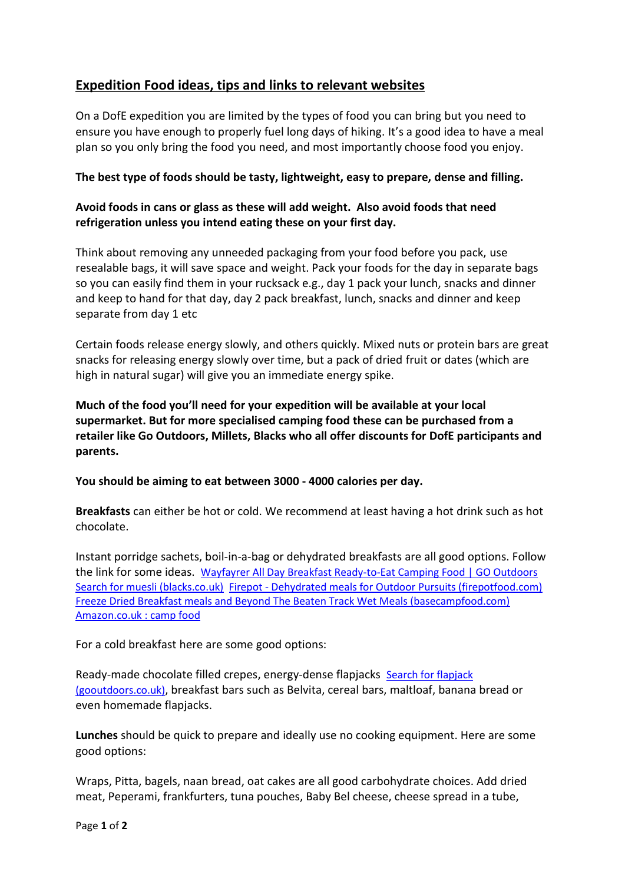## Expedition Food ideas, tips and links to relevant websites

On a DofE expedition you are limited by the types of food you can bring but you need to ensure you have enough to properly fuel long days of hiking. It's a good idea to have a meal plan so you only bring the food you need, and most importantly choose food you enjoy.

**The best type of foods should be tasty, lightweight, easy to prepare, dense and filling.**

**Avoid foods in cans or glass as these will add weight. Also avoid foods that need refrigeration unless you intend eating these on your first day.**

Think about removing any unneeded packaging from your food before you pack, use resealable bags, it will save space and weight. Pack your foods for the day in separate bags so you can easily find them in your rucksack e.g., day 1 pack your lunch, snacks and dinner and keep to hand for that day, day 2 pack breakfast, lunch, snacks and dinner and keep separate from day 1 etc

Certain foods release energy slowly, and others quickly. Mixed nuts or protein bars are great snacks for releasing energy slowly over time, but a pack of dried fruit or dates (which are high in natural sugar) will give you an immediate energy spike.

**Much of the food you'll need for your expedition will be available at your local supermarket. But for more specialised camping food these can be purchased from a retailer like Go Outdoors, Millets, Blacks who all offer discounts for DofE participants and parents.**

**You should be aiming to eat between 3000 - 4000 calories per day.**

**Breakfasts** can either be hot or cold. We recommend at least having a hot drink such as hot chocolate.

Instant porridge sachets, boil-in-a-bag or dehydrated breakfasts are all good options. Follow the link for some ideas. Wayfayrer All Day Breakfast Ready-to-Eat Camping Food | GO Outdoors Search for muesli (blacks.co.uk) Firepot - Dehydrated meals for Outdoor Pursuits (firepotfood.com) Freeze Dried Breakfast meals and Beyond The Beaten Track Wet Meals (basecampfood.com) Amazon.co.uk : camp food

For a cold breakfast here are some good options:

Ready-made chocolate filled crepes, energy-dense flapjacks Search for flapjack (gooutdoors.co.uk), breakfast bars such as Belvita, cereal bars, maltloaf, banana bread or even homemade flapjacks.

**Lunches** should be quick to prepare and ideally use no cooking equipment. Here are some good options:

Wraps, Pitta, bagels, naan bread, oat cakes are all good carbohydrate choices. Add dried meat, Peperami, frankfurters, tuna pouches, Baby Bel cheese, cheese spread in a tube,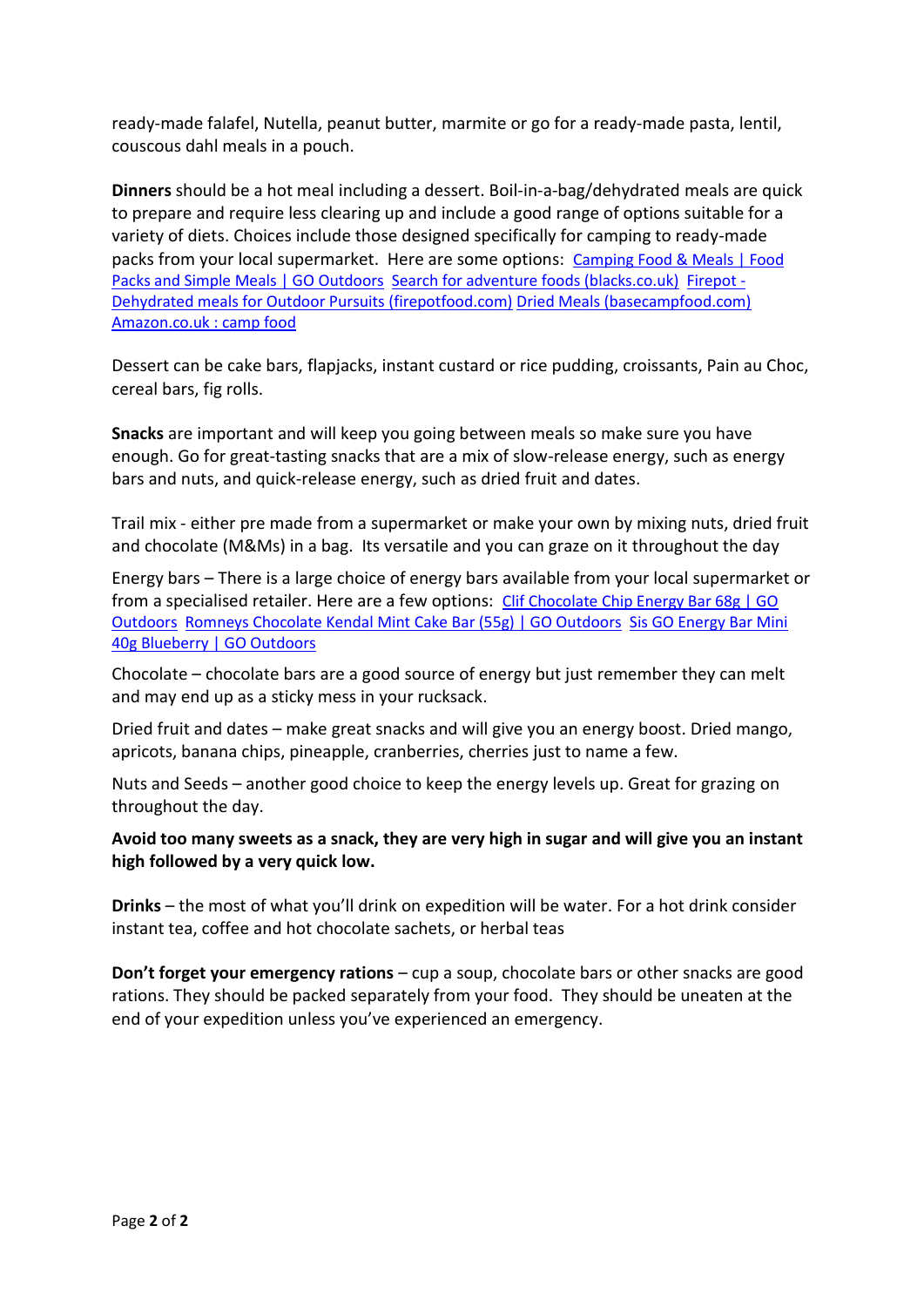ready-made falafel, Nutella, peanut butter, marmite or go for a ready-made pasta, lentil, couscous dahl meals in a pouch.

**Dinners** should be a hot meal including a dessert. Boil-in-a-bag/dehydrated meals are quick to prepare and require less clearing up and include a good range of options suitable for a variety of diets. Choices include those designed specifically for camping to ready-made packs from your local supermarket. Here are some options: Camping Food & Meals | Food Packs and Simple Meals | GO Outdoors Search for adventure foods (blacks.co.uk) Firepot - Dehydrated meals for Outdoor Pursuits (firepotfood.com) Dried Meals (basecampfood.com) Amazon.co.uk : camp food

Dessert can be cake bars, flapjacks, instant custard or rice pudding, croissants, Pain au Choc, cereal bars, fig rolls.

**Snacks** are important and will keep you going between meals so make sure you have enough. Go for great-tasting snacks that are a mix of slow-release energy, such as energy bars and nuts, and quick-release energy, such as dried fruit and dates.

Trail mix - either pre made from a supermarket or make your own by mixing nuts, dried fruit and chocolate (M&Ms) in a bag. Its versatile and you can graze on it throughout the day

Energy bars – There is a large choice of energy bars available from your local supermarket or from a specialised retailer. Here are a few options: Clif Chocolate Chip Energy Bar 68g | GO Outdoors Romneys Chocolate Kendal Mint Cake Bar (55g) | GO Outdoors Sis GO Energy Bar Mini 40g Blueberry | GO Outdoors

Chocolate – chocolate bars are a good source of energy but just remember they can melt and may end up as a sticky mess in your rucksack.

Dried fruit and dates – make great snacks and will give you an energy boost. Dried mango, apricots, banana chips, pineapple, cranberries, cherries just to name a few.

Nuts and Seeds – another good choice to keep the energy levels up. Great for grazing on throughout the day.

**Avoid too many sweets as a snack, they are very high in sugar and will give you an instant high followed by a very quick low.**

**Drinks** – the most of what you'll drink on expedition will be water. For a hot drink consider instant tea, coffee and hot chocolate sachets, or herbal teas

**Don't forget your emergency rations** – cup a soup, chocolate bars or other snacks are good rations. They should be packed separately from your food. They should be uneaten at the end of your expedition unless you've experienced an emergency.